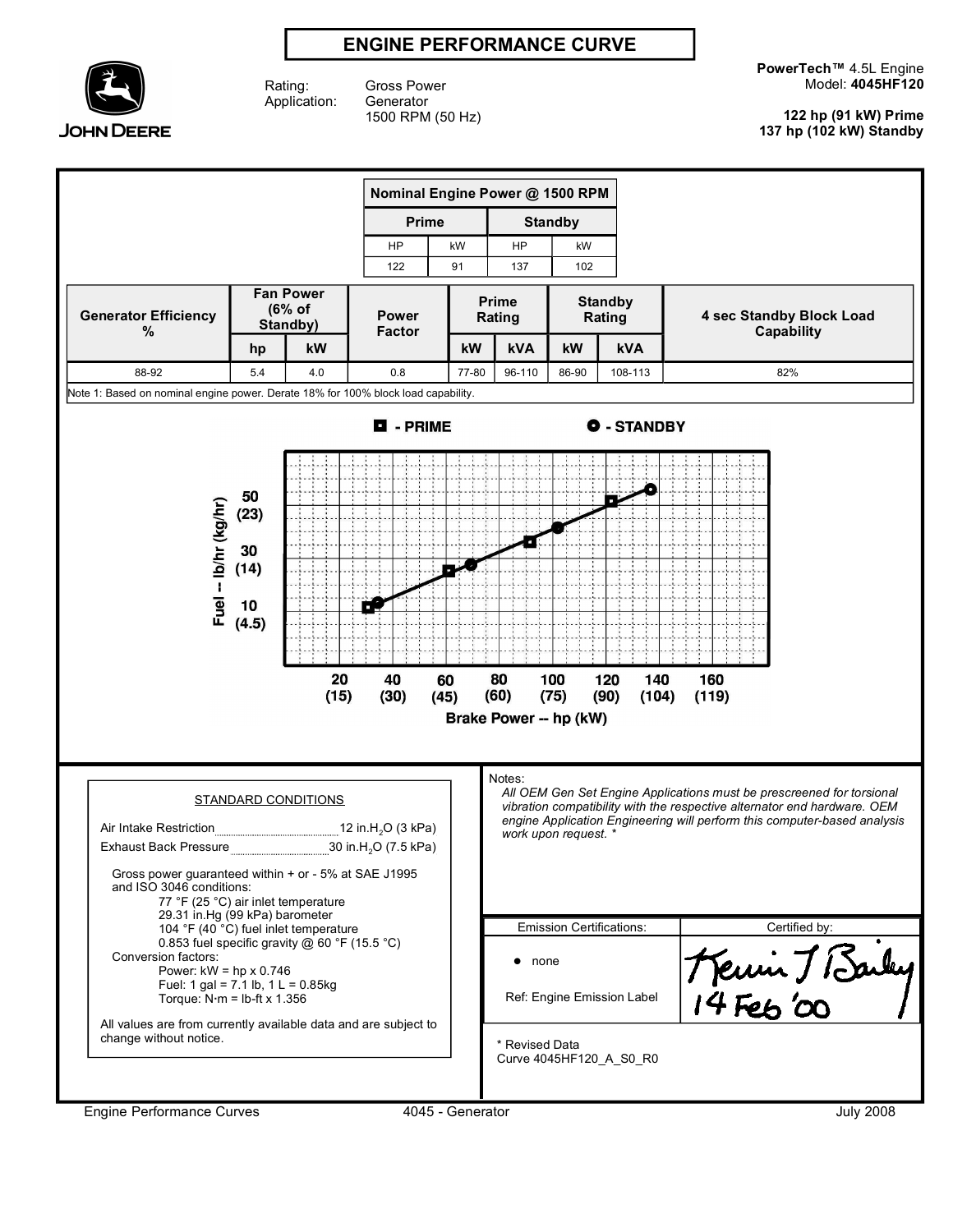# ENGINE PERFORMANCE CURVE

JOHN DEERE

Rating: Gross Power
Application: Generator
1500 RPM (50 Hz)

**PowerTech™** 4.5L Engine
Model: **4045HF120**

**122 hp (91 kW) Prime**
**137 hp (102 kW) Standby**

| Nominal Engine Power @ 1500 RPM | | | |
|---|---|---|---|
| Prime | | Standby | |
| HP | kW | HP | kW |
| 122 | 91 | 137 | 102 |

| Generator Efficiency % | Fan Power (6% of Standby) | | Power Factor | Prime Rating | | Standby Rating | | 4 sec Standby Block Load Capability |
|---|---|---|---|---|---|---|---|---|
| | hp | kW | | kW | kVA | kW | kVA | |
| 88-92 | 5.4 | 4.0 | 0.8 | 77-80 | 96-110 | 86-90 | 108-113 | 82% |

Note 1: Based on nominal engine power. Derate 18% for 100% block load capability.

■ - PRIME ● - STANDBY

Fuel -- lb/hr (kg/hr): 10 (4.5), 30 (14), 50 (23)

Brake Power -- hp (kW): 20 (15), 40 (30), 60 (45), 80 (60), 100 (75), 120 (90), 140 (104), 160 (119)

### STANDARD CONDITIONS

Air Intake Restriction ........ 12 in.$H_2O$ (3 kPa)
Exhaust Back Pressure ........ 30 in.$H_2O$ (7.5 kPa)

Gross power guaranteed within + or - 5% at SAE J1995 and ISO 3046 conditions:
- 77 °F (25 °C) air inlet temperature
- 29.31 in.Hg (99 kPa) barometer
- 104 °F (40 °C) fuel inlet temperature
- 0.853 fuel specific gravity @ 60 °F (15.5 °C)

Conversion factors:
- Power: kW = hp x 0.746
- Fuel: 1 gal = 7.1 lb, 1 L = 0.85kg
- Torque: N·m = lb-ft x 1.356

All values are from currently available data and are subject to change without notice.

Notes:
*All OEM Gen Set Engine Applications must be prescreened for torsional vibration compatibility with the respective alternator end hardware. OEM engine Application Engineering will perform this computer-based analysis work upon request. **

| Emission Certifications: | Certified by: |
|---|---|
| • none<br>Ref: Engine Emission Label | Kevin J Bailey<br>14 Feb '00 |

\* Revised Data
Curve 4045HF120_A_S0_R0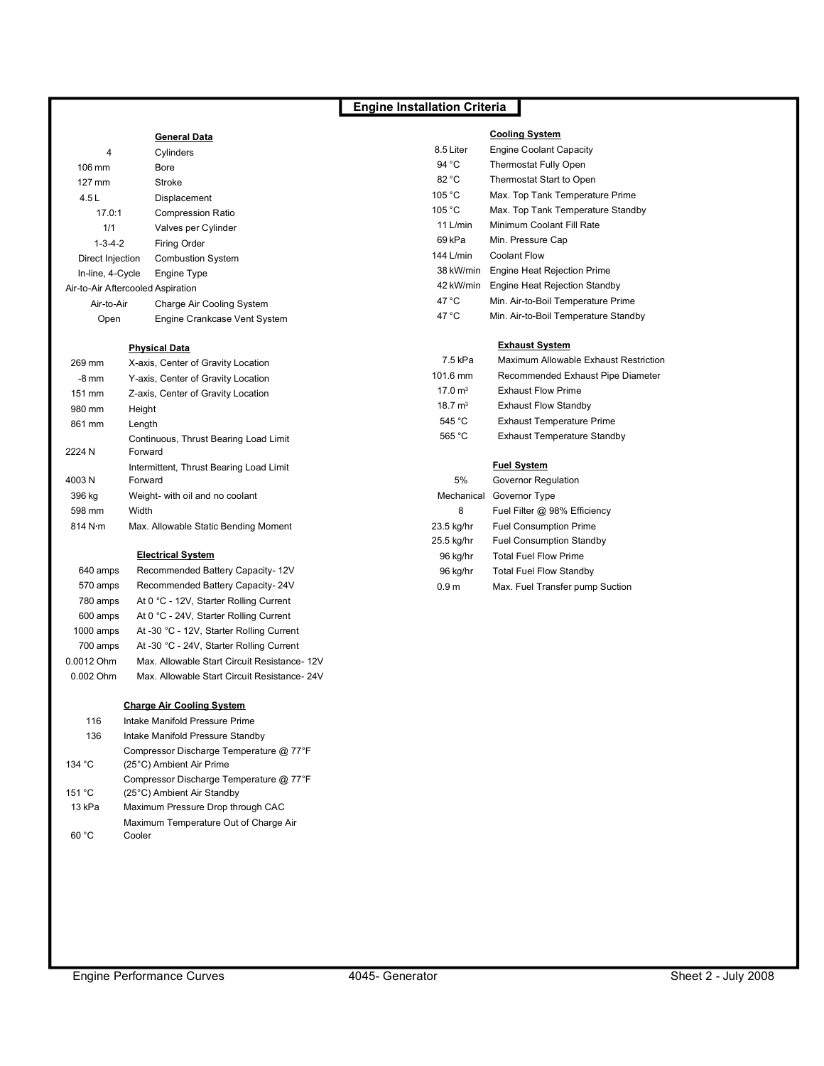# Engine Installation Criteria

### General Data

| Value | Parameter |
|---|---|
| 4 | Cylinders |
| 106 mm | Bore |
| 127 mm | Stroke |
| 4.5 L | Displacement |
| 17.0:1 | Compression Ratio |
| 1/1 | Valves per Cylinder |
| 1-3-4-2 | Firing Order |
| Direct Injection | Combustion System |
| In-line, 4-Cycle | Engine Type |
| Air-to-Air Aftercooled | Aspiration |
| Air-to-Air | Charge Air Cooling System |
| Open | Engine Crankcase Vent System |

### Physical Data

| Value | Parameter |
|---|---|
| 269 mm | X-axis, Center of Gravity Location |
| -8 mm | Y-axis, Center of Gravity Location |
| 151 mm | Z-axis, Center of Gravity Location |
| 980 mm | Height |
| 861 mm | Length |
| 2224 N | Continuous, Thrust Bearing Load Limit Forward |
| 4003 N | Intermittent, Thrust Bearing Load Limit Forward |
| 396 kg | Weight- with oil and no coolant |
| 598 mm | Width |
| 814 N·m | Max. Allowable Static Bending Moment |

### Electrical System

| Value | Parameter |
|---|---|
| 640 amps | Recommended Battery Capacity- 12V |
| 570 amps | Recommended Battery Capacity- 24V |
| 780 amps | At 0 °C - 12V, Starter Rolling Current |
| 600 amps | At 0 °C - 24V, Starter Rolling Current |
| 1000 amps | At -30 °C - 12V, Starter Rolling Current |
| 700 amps | At -30 °C - 24V, Starter Rolling Current |
| 0.0012 Ohm | Max. Allowable Start Circuit Resistance- 12V |
| 0.002 Ohm | Max. Allowable Start Circuit Resistance- 24V |

### Charge Air Cooling System

| Value | Parameter |
|---|---|
| 116 | Intake Manifold Pressure Prime |
| 136 | Intake Manifold Pressure Standby |
| 134 °C | Compressor Discharge Temperature @ 77°F (25°C) Ambient Air Prime |
| 151 °C | Compressor Discharge Temperature @ 77°F (25°C) Ambient Air Standby |
| 13 kPa | Maximum Pressure Drop through CAC |
| 60 °C | Maximum Temperature Out of Charge Air Cooler |

### Cooling System

| Value | Parameter |
|---|---|
| 8.5 Liter | Engine Coolant Capacity |
| 94 °C | Thermostat Fully Open |
| 82 °C | Thermostat Start to Open |
| 105 °C | Max. Top Tank Temperature Prime |
| 105 °C | Max. Top Tank Temperature Standby |
| 11 L/min | Minimum Coolant Fill Rate |
| 69 kPa | Min. Pressure Cap |
| 144 L/min | Coolant Flow |
| 38 kW/min | Engine Heat Rejection Prime |
| 42 kW/min | Engine Heat Rejection Standby |
| 47 °C | Min. Air-to-Boil Temperature Prime |
| 47 °C | Min. Air-to-Boil Temperature Standby |

### Exhaust System

| Value | Parameter |
|---|---|
| 7.5 kPa | Maximum Allowable Exhaust Restriction |
| 101.6 mm | Recommended Exhaust Pipe Diameter |
| 17.0 $m^3$ | Exhaust Flow Prime |
| 18.7 $m^3$ | Exhaust Flow Standby |
| 545 °C | Exhaust Temperature Prime |
| 565 °C | Exhaust Temperature Standby |

### Fuel System

| Value | Parameter |
|---|---|
| 5% | Governor Regulation |
| Mechanical | Governor Type |
| 8 | Fuel Filter @ 98% Efficiency |
| 23.5 kg/hr | Fuel Consumption Prime |
| 25.5 kg/hr | Fuel Consumption Standby |
| 96 kg/hr | Total Fuel Flow Prime |
| 96 kg/hr | Total Fuel Flow Standby |
| 0.9 m | Max. Fuel Transfer pump Suction |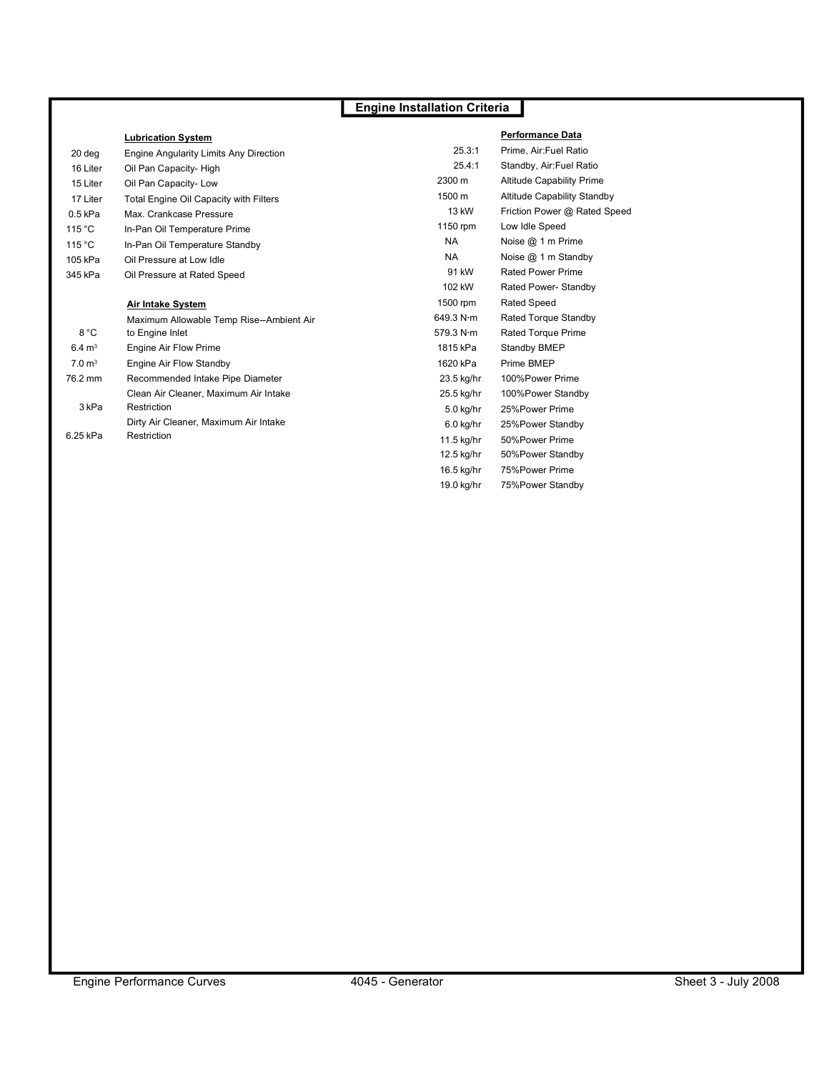## Engine Installation Criteria

### Lubrication System

| | |
|---|---|
| 20 deg | Engine Angularity Limits Any Direction |
| 16 Liter | Oil Pan Capacity- High |
| 15 Liter | Oil Pan Capacity- Low |
| 17 Liter | Total Engine Oil Capacity with Filters |
| 0.5 kPa | Max. Crankcase Pressure |
| 115 °C | In-Pan Oil Temperature Prime |
| 115 °C | In-Pan Oil Temperature Standby |
| 105 kPa | Oil Pressure at Low Idle |
| 345 kPa | Oil Pressure at Rated Speed |

### Air Intake System

| | |
|---|---|
| 8 °C | Maximum Allowable Temp Rise--Ambient Air to Engine Inlet |
| 6.4 $m^3$ | Engine Air Flow Prime |
| 7.0 $m^3$ | Engine Air Flow Standby |
| 76.2 mm | Recommended Intake Pipe Diameter |
| 3 kPa | Clean Air Cleaner, Maximum Air Intake Restriction |
| 6.25 kPa | Dirty Air Cleaner, Maximum Air Intake Restriction |

### Performance Data

| | |
|---|---|
| 25.3:1 | Prime, Air:Fuel Ratio |
| 25.4:1 | Standby, Air:Fuel Ratio |
| 2300 m | Altitude Capability Prime |
| 1500 m | Altitude Capability Standby |
| 13 kW | Friction Power @ Rated Speed |
| 1150 rpm | Low Idle Speed |
| NA | Noise @ 1 m Prime |
| NA | Noise @ 1 m Standby |
| 91 kW | Rated Power Prime |
| 102 kW | Rated Power- Standby |
| 1500 rpm | Rated Speed |
| 649.3 N·m | Rated Torque Standby |
| 579.3 N·m | Rated Torque Prime |
| 1815 kPa | Standby BMEP |
| 1620 kPa | Prime BMEP |
| 23.5 kg/hr | 100%Power Prime |
| 25.5 kg/hr | 100%Power Standby |
| 5.0 kg/hr | 25%Power Prime |
| 6.0 kg/hr | 25%Power Standby |
| 11.5 kg/hr | 50%Power Prime |
| 12.5 kg/hr | 50%Power Standby |
| 16.5 kg/hr | 75%Power Prime |
| 19.0 kg/hr | 75%Power Standby |